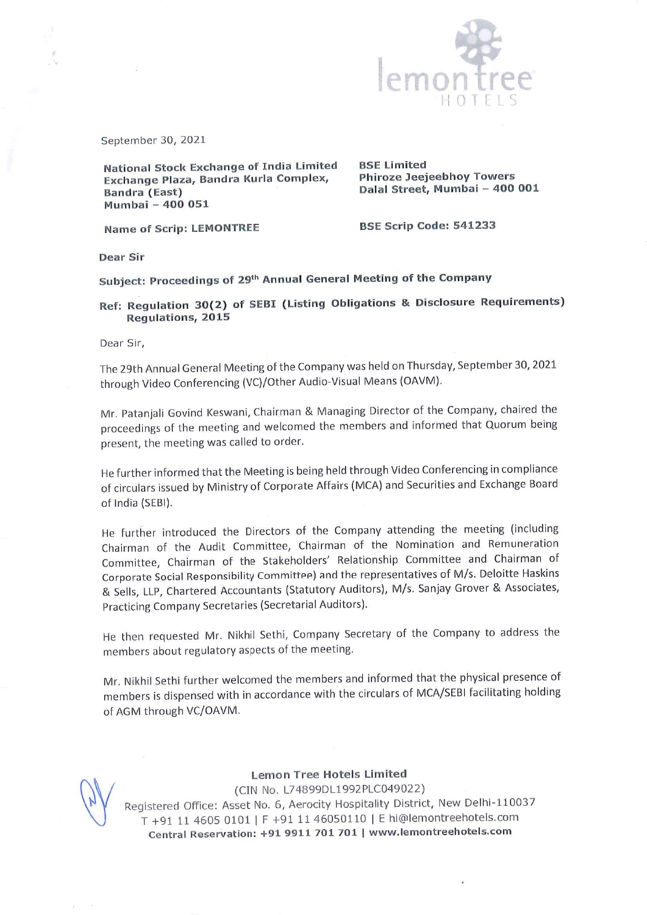September 30, 2021

**National Stock Exchange of India Limited**
**Exchange Plaza, Bandra Kurla Complex,**
**Bandra (East)**
**Mumbai – 400 051**

**BSE Limited**
**Phiroze Jeejeebhoy Towers**
**Dalal Street, Mumbai – 400 001**

**Name of Scrip: LEMONTREE**

**BSE Scrip Code: 541233**

**Dear Sir**

**Subject: Proceedings of 29th Annual General Meeting of the Company**

**Ref: Regulation 30(2) of SEBI (Listing Obligations & Disclosure Requirements) Regulations, 2015**

Dear Sir,

The 29th Annual General Meeting of the Company was held on Thursday, September 30, 2021 through Video Conferencing (VC)/Other Audio-Visual Means (OAVM).

Mr. Patanjali Govind Keswani, Chairman & Managing Director of the Company, chaired the proceedings of the meeting and welcomed the members and informed that Quorum being present, the meeting was called to order.

He further informed that the Meeting is being held through Video Conferencing in compliance of circulars issued by Ministry of Corporate Affairs (MCA) and Securities and Exchange Board of India (SEBI).

He further introduced the Directors of the Company attending the meeting (including Chairman of the Audit Committee, Chairman of the Nomination and Remuneration Committee, Chairman of the Stakeholders' Relationship Committee and Chairman of Corporate Social Responsibility Committee) and the representatives of M/s. Deloitte Haskins & Sells, LLP, Chartered Accountants (Statutory Auditors), M/s. Sanjay Grover & Associates, Practicing Company Secretaries (Secretarial Auditors).

He then requested Mr. Nikhil Sethi, Company Secretary of the Company to address the members about regulatory aspects of the meeting.

Mr. Nikhil Sethi further welcomed the members and informed that the physical presence of members is dispensed with in accordance with the circulars of MCA/SEBI facilitating holding of AGM through VC/OAVM.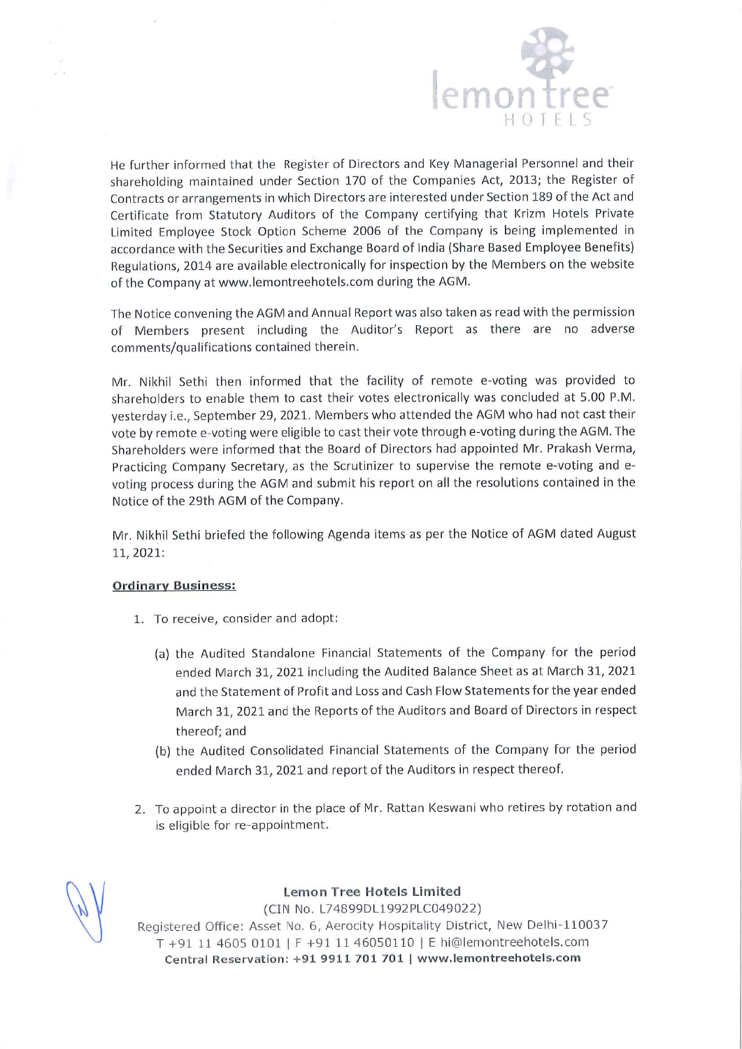He further informed that the Register of Directors and Key Managerial Personnel and their shareholding maintained under Section 170 of the Companies Act, 2013; the Register of Contracts or arrangements in which Directors are interested under Section 189 of the Act and Certificate from Statutory Auditors of the Company certifying that Krizm Hotels Private Limited Employee Stock Option Scheme 2006 of the Company is being implemented in accordance with the Securities and Exchange Board of India (Share Based Employee Benefits) Regulations, 2014 are available electronically for inspection by the Members on the website of the Company at www.lemontreehotels.com during the AGM.

The Notice convening the AGM and Annual Report was also taken as read with the permission of Members present including the Auditor's Report as there are no adverse comments/qualifications contained therein.

Mr. Nikhil Sethi then informed that the facility of remote e-voting was provided to shareholders to enable them to cast their votes electronically was concluded at 5.00 P.M. yesterday i.e., September 29, 2021. Members who attended the AGM who had not cast their vote by remote e-voting were eligible to cast their vote through e-voting during the AGM. The Shareholders were informed that the Board of Directors had appointed Mr. Prakash Verma, Practicing Company Secretary, as the Scrutinizer to supervise the remote e-voting and e-voting process during the AGM and submit his report on all the resolutions contained in the Notice of the 29th AGM of the Company.

Mr. Nikhil Sethi briefed the following Agenda items as per the Notice of AGM dated August 11, 2021:

**Ordinary Business:**

1. To receive, consider and adopt:

   (a) the Audited Standalone Financial Statements of the Company for the period ended March 31, 2021 including the Audited Balance Sheet as at March 31, 2021 and the Statement of Profit and Loss and Cash Flow Statements for the year ended March 31, 2021 and the Reports of the Auditors and Board of Directors in respect thereof; and

   (b) the Audited Consolidated Financial Statements of the Company for the period ended March 31, 2021 and report of the Auditors in respect thereof.

2. To appoint a director in the place of Mr. Rattan Keswani who retires by rotation and is eligible for re-appointment.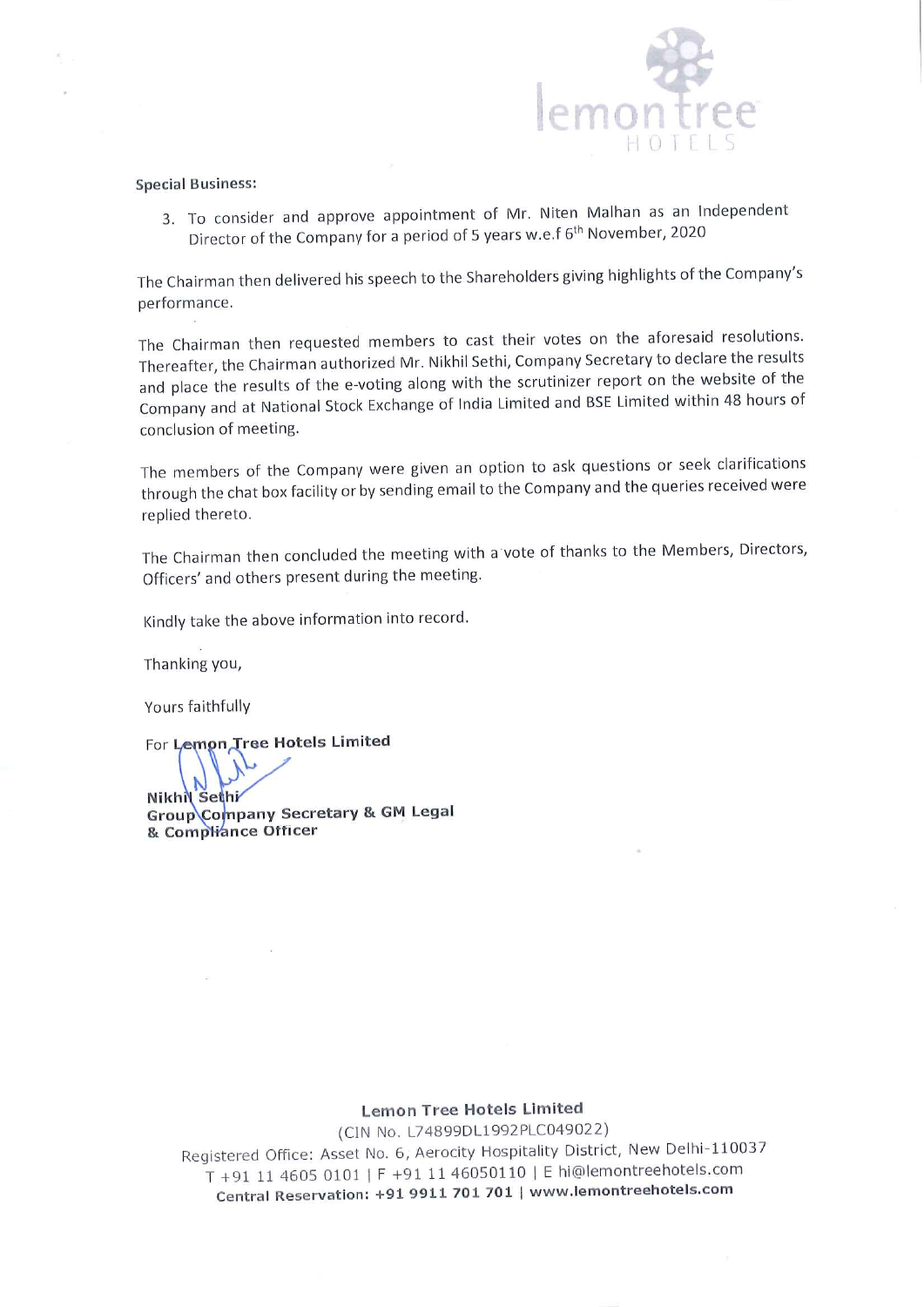**Special Business:**

3. To consider and approve appointment of Mr. Niten Malhan as an Independent Director of the Company for a period of 5 years w.e.f 6th November, 2020

The Chairman then delivered his speech to the Shareholders giving highlights of the Company's performance.

The Chairman then requested members to cast their votes on the aforesaid resolutions. Thereafter, the Chairman authorized Mr. Nikhil Sethi, Company Secretary to declare the results and place the results of the e-voting along with the scrutinizer report on the website of the Company and at National Stock Exchange of India Limited and BSE Limited within 48 hours of conclusion of meeting.

The members of the Company were given an option to ask questions or seek clarifications through the chat box facility or by sending email to the Company and the queries received were replied thereto.

The Chairman then concluded the meeting with a vote of thanks to the Members, Directors, Officers' and others present during the meeting.

Kindly take the above information into record.

Thanking you,

Yours faithfully

For **Lemon Tree Hotels Limited**

**Nikhil Sethi**
**Group Company Secretary & GM Legal**
**& Compliance Officer**

**Lemon Tree Hotels Limited**
(CIN No. L74899DL1992PLC049022)
Registered Office: Asset No. 6, Aerocity Hospitality District, New Delhi-110037
T +91 11 4605 0101 | F +91 11 46050110 | E hi@lemontreehotels.com
**Central Reservation: +91 9911 701 701 | www.lemontreehotels.com**